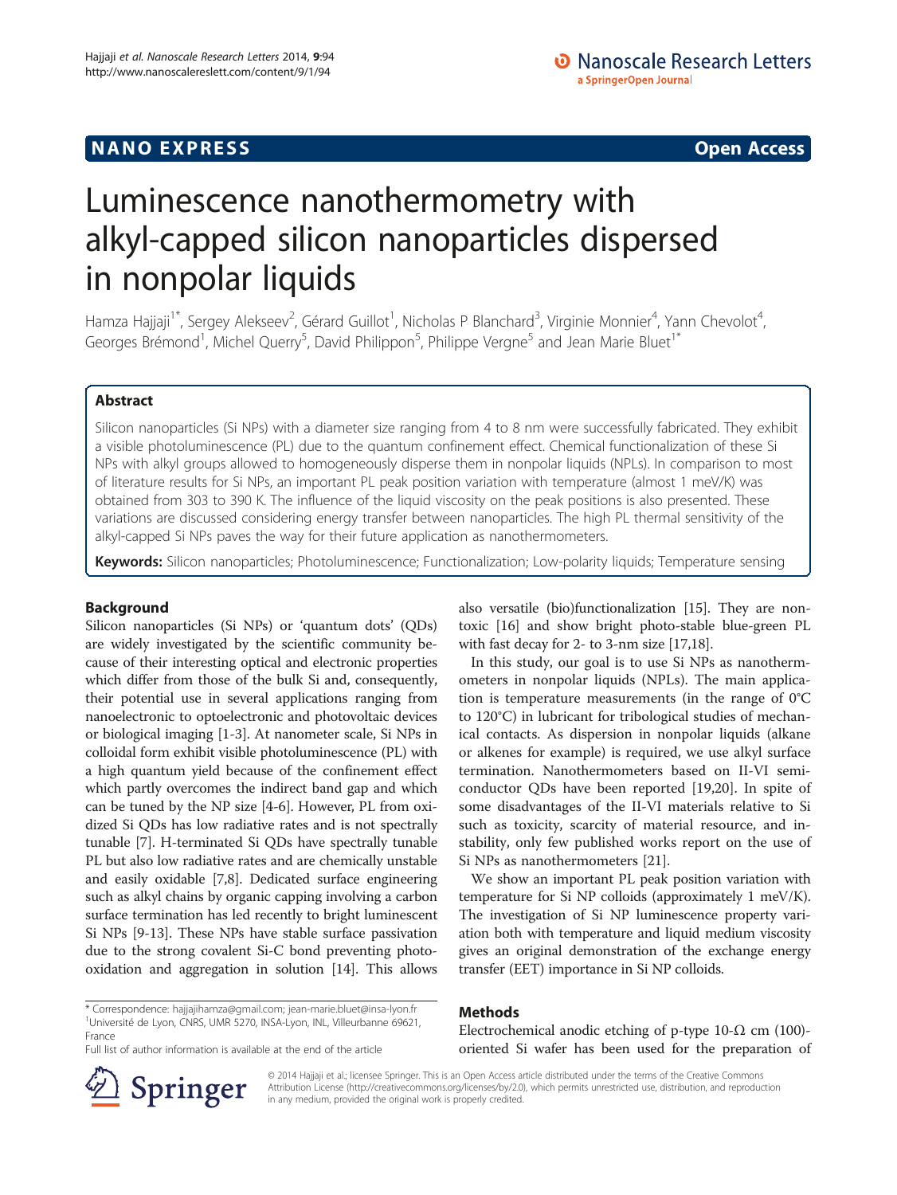**NANO EXPRESS** **Open Access**

# Luminescence nanothermometry with alkyl-capped silicon nanoparticles dispersed in nonpolar liquids

Hamza Hajjaji[1*], Sergey Alekseev[2], Gérard Guillot[1], Nicholas P Blanchard[3], Virginie Monnier[4], Yann Chevolot[4], Georges Brémond[1], Michel Querry[5], David Philippon[5], Philippe Vergne[5] and Jean Marie Bluet[1*]

## Abstract

Silicon nanoparticles (Si NPs) with a diameter size ranging from 4 to 8 nm were successfully fabricated. They exhibit a visible photoluminescence (PL) due to the quantum confinement effect. Chemical functionalization of these Si NPs with alkyl groups allowed to homogeneously disperse them in nonpolar liquids (NPLs). In comparison to most of literature results for Si NPs, an important PL peak position variation with temperature (almost 1 meV/K) was obtained from 303 to 390 K. The influence of the liquid viscosity on the peak positions is also presented. These variations are discussed considering energy transfer between nanoparticles. The high PL thermal sensitivity of the alkyl-capped Si NPs paves the way for their future application as nanothermometers.

**Keywords:** Silicon nanoparticles; Photoluminescence; Functionalization; Low-polarity liquids; Temperature sensing

## Background

Silicon nanoparticles (Si NPs) or 'quantum dots' (QDs) are widely investigated by the scientific community because of their interesting optical and electronic properties which differ from those of the bulk Si and, consequently, their potential use in several applications ranging from nanoelectronic to optoelectronic and photovoltaic devices or biological imaging [1-3]. At nanometer scale, Si NPs in colloidal form exhibit visible photoluminescence (PL) with a high quantum yield because of the confinement effect which partly overcomes the indirect band gap and which can be tuned by the NP size [4-6]. However, PL from oxidized Si QDs has low radiative rates and is not spectrally tunable [7]. H-terminated Si QDs have spectrally tunable PL but also low radiative rates and are chemically unstable and easily oxidable [7,8]. Dedicated surface engineering such as alkyl chains by organic capping involving a carbon surface termination has led recently to bright luminescent Si NPs [9-13]. These NPs have stable surface passivation due to the strong covalent Si-C bond preventing photooxidation and aggregation in solution [14]. This allows also versatile (bio)functionalization [15]. They are non-toxic [16] and show bright photo-stable blue-green PL with fast decay for 2- to 3-nm size [17,18].

In this study, our goal is to use Si NPs as nanothermometers in nonpolar liquids (NPLs). The main application is temperature measurements (in the range of 0°C to 120°C) in lubricant for tribological studies of mechanical contacts. As dispersion in nonpolar liquids (alkane or alkenes for example) is required, we use alkyl surface termination. Nanothermometers based on II-VI semiconductor QDs have been reported [19,20]. In spite of some disadvantages of the II-VI materials relative to Si such as toxicity, scarcity of material resource, and instability, only few published works report on the use of Si NPs as nanothermometers [21].

We show an important PL peak position variation with temperature for Si NP colloids (approximately 1 meV/K). The investigation of Si NP luminescence property variation both with temperature and liquid medium viscosity gives an original demonstration of the exchange energy transfer (EET) importance in Si NP colloids.

## Methods

Electrochemical anodic etching of p-type 10-Ω cm (100)-oriented Si wafer has been used for the preparation of

\* Correspondence: hajjajihamza@gmail.com; jean-marie.bluet@insa-lyon.fr
[1]Université de Lyon, CNRS, UMR 5270, INSA-Lyon, INL, Villeurbanne 69621, France
Full list of author information is available at the end of the article

© 2014 Hajjaji et al.; licensee Springer. This is an Open Access article distributed under the terms of the Creative Commons Attribution License (http://creativecommons.org/licenses/by/2.0), which permits unrestricted use, distribution, and reproduction in any medium, provided the original work is properly credited.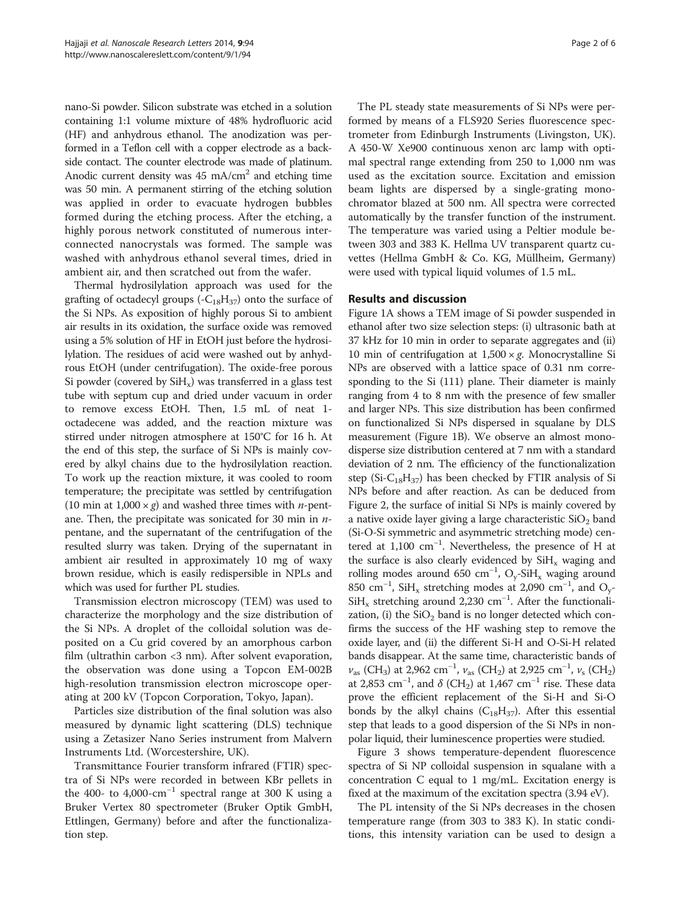nano-Si powder. Silicon substrate was etched in a solution containing 1:1 volume mixture of 48% hydrofluoric acid (HF) and anhydrous ethanol. The anodization was performed in a Teflon cell with a copper electrode as a backside contact. The counter electrode was made of platinum. Anodic current density was 45 $mA/cm^2$ and etching time was 50 min. A permanent stirring of the etching solution was applied in order to evacuate hydrogen bubbles formed during the etching process. After the etching, a highly porous network constituted of numerous interconnected nanocrystals was formed. The sample was washed with anhydrous ethanol several times, dried in ambient air, and then scratched out from the wafer.

Thermal hydrosilylation approach was used for the grafting of octadecyl groups ($-C_{18}H_{37}$) onto the surface of the Si NPs. As exposition of highly porous Si to ambient air results in its oxidation, the surface oxide was removed using a 5% solution of HF in EtOH just before the hydrosilylation. The residues of acid were washed out by anhydrous EtOH (under centrifugation). The oxide-free porous Si powder (covered by $SiH_x$) was transferred in a glass test tube with septum cup and dried under vacuum in order to remove excess EtOH. Then, 1.5 mL of neat 1-octadecene was added, and the reaction mixture was stirred under nitrogen atmosphere at 150°C for 16 h. At the end of this step, the surface of Si NPs is mainly covered by alkyl chains due to the hydrosilylation reaction. To work up the reaction mixture, it was cooled to room temperature; the precipitate was settled by centrifugation (10 min at 1,000 × *g*) and washed three times with *n*-pentane. Then, the precipitate was sonicated for 30 min in *n*-pentane, and the supernatant of the centrifugation of the resulted slurry was taken. Drying of the supernatant in ambient air resulted in approximately 10 mg of waxy brown residue, which is easily redispersible in NPLs and which was used for further PL studies.

Transmission electron microscopy (TEM) was used to characterize the morphology and the size distribution of the Si NPs. A droplet of the colloidal solution was deposited on a Cu grid covered by an amorphous carbon film (ultrathin carbon <3 nm). After solvent evaporation, the observation was done using a Topcon EM-002B high-resolution transmission electron microscope operating at 200 kV (Topcon Corporation, Tokyo, Japan).

Particles size distribution of the final solution was also measured by dynamic light scattering (DLS) technique using a Zetasizer Nano Series instrument from Malvern Instruments Ltd. (Worcestershire, UK).

Transmittance Fourier transform infrared (FTIR) spectra of Si NPs were recorded in between KBr pellets in the 400- to 4,000-$cm^{-1}$ spectral range at 300 K using a Bruker Vertex 80 spectrometer (Bruker Optik GmbH, Ettlingen, Germany) before and after the functionalization step.

The PL steady state measurements of Si NPs were performed by means of a FLS920 Series fluorescence spectrometer from Edinburgh Instruments (Livingston, UK). A 450-W Xe900 continuous xenon arc lamp with optimal spectral range extending from 250 to 1,000 nm was used as the excitation source. Excitation and emission beam lights are dispersed by a single-grating monochromator blazed at 500 nm. All spectra were corrected automatically by the transfer function of the instrument. The temperature was varied using a Peltier module between 303 and 383 K. Hellma UV transparent quartz cuvettes (Hellma GmbH & Co. KG, Müllheim, Germany) were used with typical liquid volumes of 1.5 mL.

## Results and discussion

Figure 1A shows a TEM image of Si powder suspended in ethanol after two size selection steps: (i) ultrasonic bath at 37 kHz for 10 min in order to separate aggregates and (ii) 10 min of centrifugation at 1,500 × *g*. Monocrystalline Si NPs are observed with a lattice space of 0.31 nm corresponding to the Si (111) plane. Their diameter is mainly ranging from 4 to 8 nm with the presence of few smaller and larger NPs. This size distribution has been confirmed on functionalized Si NPs dispersed in squalane by DLS measurement (Figure 1B). We observe an almost monodisperse size distribution centered at 7 nm with a standard deviation of 2 nm. The efficiency of the functionalization step ($Si-C_{18}H_{37}$) has been checked by FTIR analysis of Si NPs before and after reaction. As can be deduced from Figure 2, the surface of initial Si NPs is mainly covered by a native oxide layer giving a large characteristic $SiO_2$ band (Si-O-Si symmetric and asymmetric stretching mode) centered at 1,100 $cm^{-1}$. Nevertheless, the presence of H at the surface is also clearly evidenced by $SiH_x$ waging and rolling modes around 650 $cm^{-1}$, $O_y$-$SiH_x$ waging around 850 $cm^{-1}$, $SiH_x$ stretching modes at 2,090 $cm^{-1}$, and $O_y$-$SiH_x$ stretching around 2,230 $cm^{-1}$. After the functionalization, (i) the $SiO_2$ band is no longer detected which confirms the success of the HF washing step to remove the oxide layer, and (ii) the different Si-H and O-Si-H related bands disappear. At the same time, characteristic bands of $\nu_{as}$ ($CH_3$) at 2,962 $cm^{-1}$, $\nu_{as}$ ($CH_2$) at 2,925 $cm^{-1}$, $\nu_s$ ($CH_2$) at 2,853 $cm^{-1}$, and $\delta$ ($CH_2$) at 1,467 $cm^{-1}$ rise. These data prove the efficient replacement of the Si-H and Si-O bonds by the alkyl chains ($C_{18}H_{37}$). After this essential step that leads to a good dispersion of the Si NPs in nonpolar liquid, their luminescence properties were studied.

Figure 3 shows temperature-dependent fluorescence spectra of Si NP colloidal suspension in squalane with a concentration C equal to 1 mg/mL. Excitation energy is fixed at the maximum of the excitation spectra (3.94 eV).

The PL intensity of the Si NPs decreases in the chosen temperature range (from 303 to 383 K). In static conditions, this intensity variation can be used to design a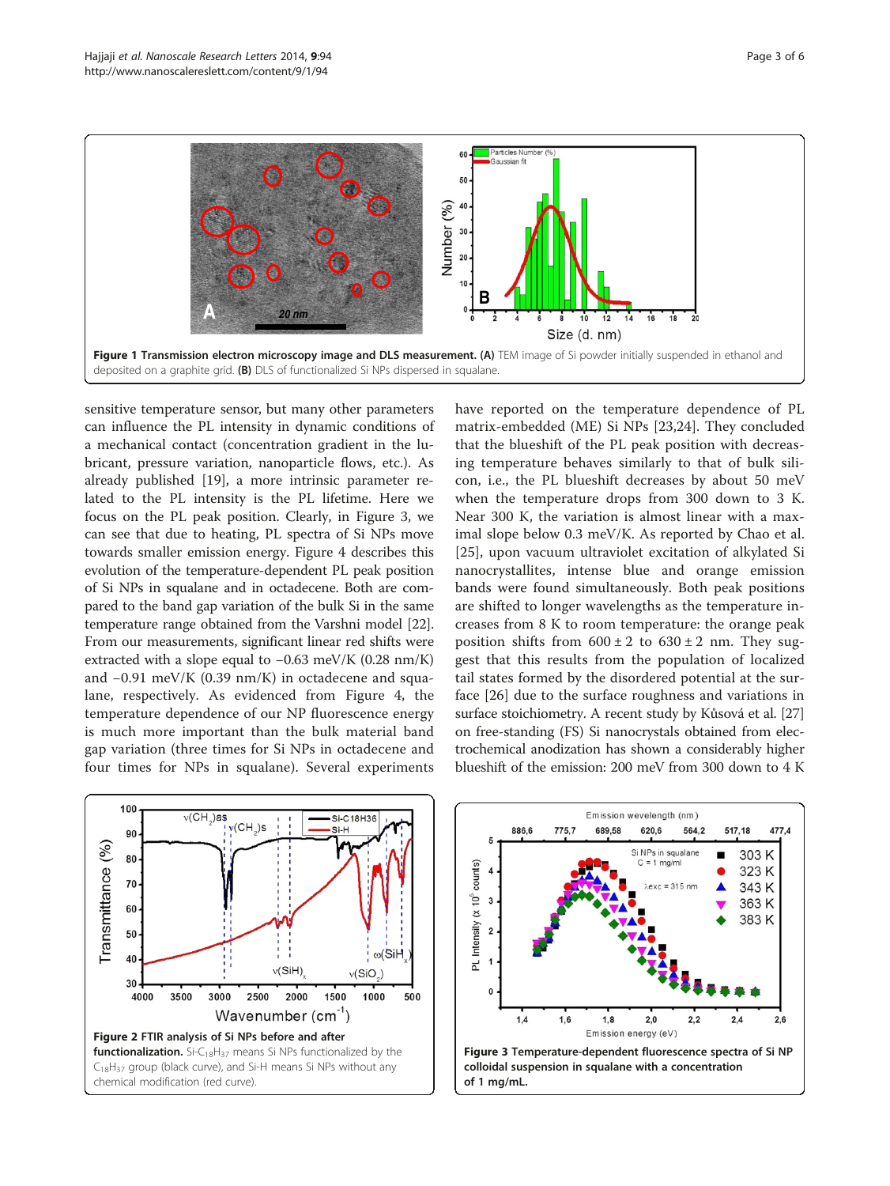**Figure 1 Transmission electron microscopy image and DLS measurement. (A)** TEM image of Si powder initially suspended in ethanol and deposited on a graphite grid. **(B)** DLS of functionalized Si NPs dispersed in squalane.

sensitive temperature sensor, but many other parameters can influence the PL intensity in dynamic conditions of a mechanical contact (concentration gradient in the lubricant, pressure variation, nanoparticle flows, etc.). As already published [19], a more intrinsic parameter related to the PL intensity is the PL lifetime. Here we focus on the PL peak position. Clearly, in Figure 3, we can see that due to heating, PL spectra of Si NPs move towards smaller emission energy. Figure 4 describes this evolution of the temperature-dependent PL peak position of Si NPs in squalane and in octadecene. Both are compared to the band gap variation of the bulk Si in the same temperature range obtained from the Varshni model [22]. From our measurements, significant linear red shifts were extracted with a slope equal to −0.63 meV/K (0.28 nm/K) and −0.91 meV/K (0.39 nm/K) in octadecene and squalane, respectively. As evidenced from Figure 4, the temperature dependence of our NP fluorescence energy is much more important than the bulk material band gap variation (three times for Si NPs in octadecene and four times for NPs in squalane). Several experiments have reported on the temperature dependence of PL matrix-embedded (ME) Si NPs [23,24]. They concluded that the blueshift of the PL peak position with decreasing temperature behaves similarly to that of bulk silicon, i.e., the PL blueshift decreases by about 50 meV when the temperature drops from 300 down to 3 K. Near 300 K, the variation is almost linear with a maximal slope below 0.3 meV/K. As reported by Chao et al. [25], upon vacuum ultraviolet excitation of alkylated Si nanocrystallites, intense blue and orange emission bands were found simultaneously. Both peak positions are shifted to longer wavelengths as the temperature increases from 8 K to room temperature: the orange peak position shifts from 600 ± 2 to 630 ± 2 nm. They suggest that this results from the population of localized tail states formed by the disordered potential at the surface [26] due to the surface roughness and variations in surface stoichiometry. A recent study by Kůsová et al. [27] on free-standing (FS) Si nanocrystals obtained from electrochemical anodization has shown a considerably higher blueshift of the emission: 200 meV from 300 down to 4 K

**Figure 2 FTIR analysis of Si NPs before and after functionalization.** Si-$C_{18}H_{37}$ means Si NPs functionalized by the $C_{18}H_{37}$ group (black curve), and Si-H means Si NPs without any chemical modification (red curve).

**Figure 3 Temperature-dependent fluorescence spectra of Si NP colloidal suspension in squalane with a concentration of 1 mg/mL.**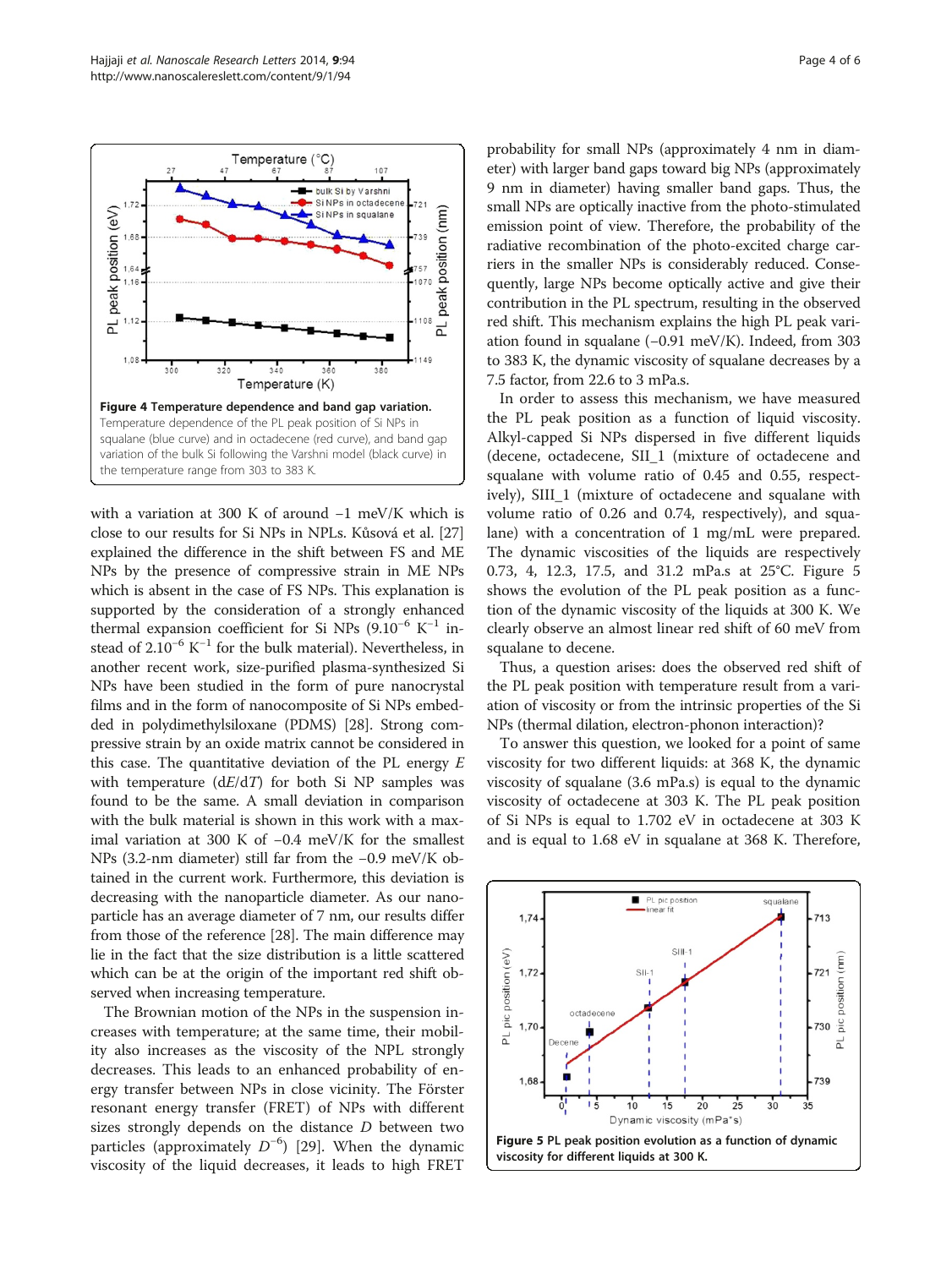**Figure 4 Temperature dependence and band gap variation.** Temperature dependence of the PL peak position of Si NPs in squalane (blue curve) and in octadecene (red curve), and band gap variation of the bulk Si following the Varshni model (black curve) in the temperature range from 303 to 383 K.

with a variation at 300 K of around −1 meV/K which is close to our results for Si NPs in NPLs. Kůsová et al. [27] explained the difference in the shift between FS and ME NPs by the presence of compressive strain in ME NPs which is absent in the case of FS NPs. This explanation is supported by the consideration of a strongly enhanced thermal expansion coefficient for Si NPs ($9.10^{-6}$ $K^{-1}$ instead of $2.10^{-6}$ $K^{-1}$ for the bulk material). Nevertheless, in another recent work, size-purified plasma-synthesized Si NPs have been studied in the form of pure nanocrystal films and in the form of nanocomposite of Si NPs embedded in polydimethylsiloxane (PDMS) [28]. Strong compressive strain by an oxide matrix cannot be considered in this case. The quantitative deviation of the PL energy $E$ with temperature ($dE/dT$) for both Si NP samples was found to be the same. A small deviation in comparison with the bulk material is shown in this work with a maximal variation at 300 K of −0.4 meV/K for the smallest NPs (3.2-nm diameter) still far from the −0.9 meV/K obtained in the current work. Furthermore, this deviation is decreasing with the nanoparticle diameter. As our nanoparticle has an average diameter of 7 nm, our results differ from those of the reference [28]. The main difference may lie in the fact that the size distribution is a little scattered which can be at the origin of the important red shift observed when increasing temperature.

The Brownian motion of the NPs in the suspension increases with temperature; at the same time, their mobility also increases as the viscosity of the NPL strongly decreases. This leads to an enhanced probability of energy transfer between NPs in close vicinity. The Förster resonant energy transfer (FRET) of NPs with different sizes strongly depends on the distance $D$ between two particles (approximately $D^{-6}$) [29]. When the dynamic viscosity of the liquid decreases, it leads to high FRET probability for small NPs (approximately 4 nm in diameter) with larger band gaps toward big NPs (approximately 9 nm in diameter) having smaller band gaps. Thus, the small NPs are optically inactive from the photo-stimulated emission point of view. Therefore, the probability of the radiative recombination of the photo-excited charge carriers in the smaller NPs is considerably reduced. Consequently, large NPs become optically active and give their contribution in the PL spectrum, resulting in the observed red shift. This mechanism explains the high PL peak variation found in squalane (−0.91 meV/K). Indeed, from 303 to 383 K, the dynamic viscosity of squalane decreases by a 7.5 factor, from 22.6 to 3 mPa.s.

In order to assess this mechanism, we have measured the PL peak position as a function of liquid viscosity. Alkyl-capped Si NPs dispersed in five different liquids (decene, octadecene, SII_1 (mixture of octadecene and squalane with volume ratio of 0.45 and 0.55, respectively), SIII_1 (mixture of octadecene and squalane with volume ratio of 0.26 and 0.74, respectively), and squalane) with a concentration of 1 mg/mL were prepared. The dynamic viscosities of the liquids are respectively 0.73, 4, 12.3, 17.5, and 31.2 mPa.s at 25°C. Figure 5 shows the evolution of the PL peak position as a function of the dynamic viscosity of the liquids at 300 K. We clearly observe an almost linear red shift of 60 meV from squalane to decene.

Thus, a question arises: does the observed red shift of the PL peak position with temperature result from a variation of viscosity or from the intrinsic properties of the Si NPs (thermal dilation, electron-phonon interaction)?

To answer this question, we looked for a point of same viscosity for two different liquids: at 368 K, the dynamic viscosity of squalane (3.6 mPa.s) is equal to the dynamic viscosity of octadecene at 303 K. The PL peak position of Si NPs is equal to 1.702 eV in octadecene at 303 K and is equal to 1.68 eV in squalane at 368 K. Therefore,

**Figure 5 PL peak position evolution as a function of dynamic viscosity for different liquids at 300 K.**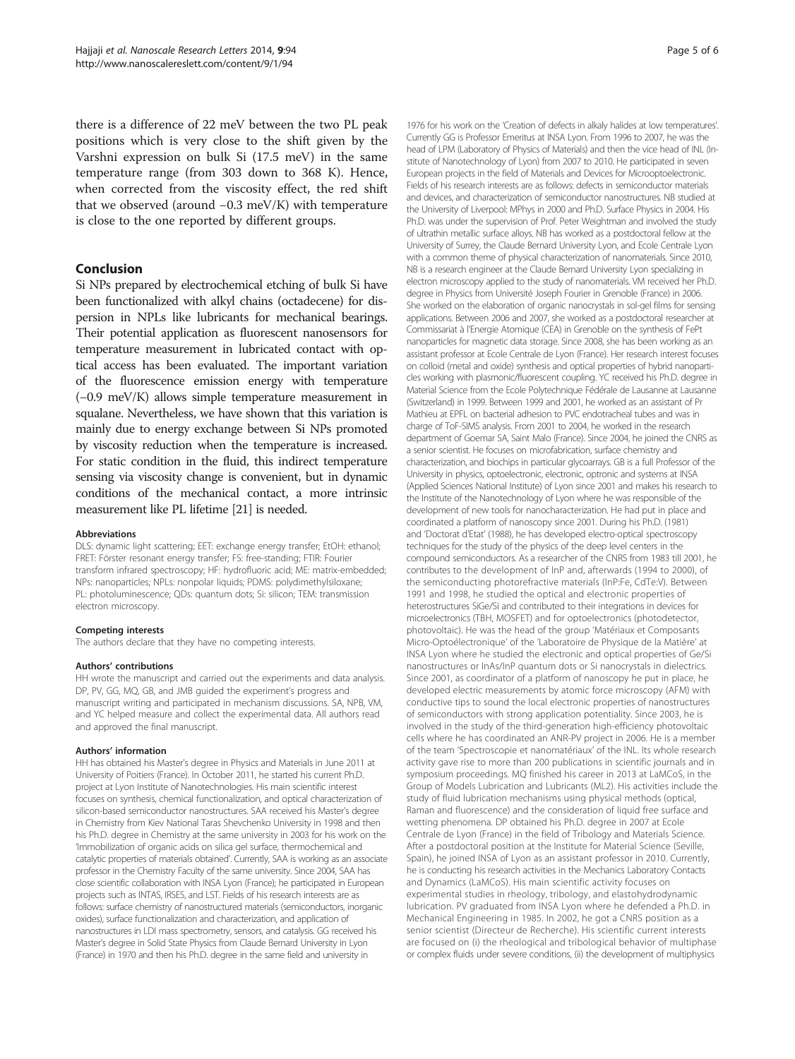there is a difference of 22 meV between the two PL peak positions which is very close to the shift given by the Varshni expression on bulk Si (17.5 meV) in the same temperature range (from 303 down to 368 K). Hence, when corrected from the viscosity effect, the red shift that we observed (around −0.3 meV/K) with temperature is close to the one reported by different groups.

## Conclusion

Si NPs prepared by electrochemical etching of bulk Si have been functionalized with alkyl chains (octadecene) for dispersion in NPLs like lubricants for mechanical bearings. Their potential application as fluorescent nanosensors for temperature measurement in lubricated contact with optical access has been evaluated. The important variation of the fluorescence emission energy with temperature (−0.9 meV/K) allows simple temperature measurement in squalane. Nevertheless, we have shown that this variation is mainly due to energy exchange between Si NPs promoted by viscosity reduction when the temperature is increased. For static condition in the fluid, this indirect temperature sensing via viscosity change is convenient, but in dynamic conditions of the mechanical contact, a more intrinsic measurement like PL lifetime [21] is needed.

#### Abbreviations

DLS: dynamic light scattering; EET: exchange energy transfer; EtOH: ethanol; FRET: Förster resonant energy transfer; FS: free-standing; FTIR: Fourier transform infrared spectroscopy; HF: hydrofluoric acid; ME: matrix-embedded; NPs: nanoparticles; NPLs: nonpolar liquids; PDMS: polydimethylsiloxane; PL: photoluminescence; QDs: quantum dots; Si: silicon; TEM: transmission electron microscopy.

#### Competing interests

The authors declare that they have no competing interests.

#### Authors' contributions

HH wrote the manuscript and carried out the experiments and data analysis. DP, PV, GG, MQ, GB, and JMB guided the experiment's progress and manuscript writing and participated in mechanism discussions. SA, NPB, VM, and YC helped measure and collect the experimental data. All authors read and approved the final manuscript.

#### Authors' information

HH has obtained his Master's degree in Physics and Materials in June 2011 at University of Poitiers (France). In October 2011, he started his current Ph.D. project at Lyon Institute of Nanotechnologies. His main scientific interest focuses on synthesis, chemical functionalization, and optical characterization of silicon-based semiconductor nanostructures. SAA received his Master's degree in Chemistry from Kiev National Taras Shevchenko University in 1998 and then his Ph.D. degree in Chemistry at the same university in 2003 for his work on the 'Immobilization of organic acids on silica gel surface, thermochemical and catalytic properties of materials obtained'. Currently, SAA is working as an associate professor in the Chemistry Faculty of the same university. Since 2004, SAA has close scientific collaboration with INSA Lyon (France); he participated in European projects such as INTAS, IRSES, and LST. Fields of his research interests are as follows: surface chemistry of nanostructured materials (semiconductors, inorganic oxides), surface functionalization and characterization, and application of nanostructures in LDI mass spectrometry, sensors, and catalysis. GG received his Master's degree in Solid State Physics from Claude Bernard University in Lyon (France) in 1970 and then his Ph.D. degree in the same field and university in 1976 for his work on the 'Creation of defects in alkaly halides at low temperatures'. Currently GG is Professor Emeritus at INSA Lyon. From 1996 to 2007, he was the head of LPM (Laboratory of Physics of Materials) and then the vice head of INL (Institute of Nanotechnology of Lyon) from 2007 to 2010. He participated in seven European projects in the field of Materials and Devices for Microoptoelectronic. Fields of his research interests are as follows: defects in semiconductor materials and devices, and characterization of semiconductor nanostructures. NB studied at the University of Liverpool: MPhys in 2000 and Ph.D. Surface Physics in 2004. His Ph.D. was under the supervision of Prof. Peter Weightman and involved the study of ultrathin metallic surface alloys. NB has worked as a postdoctoral fellow at the University of Surrey, the Claude Bernard University Lyon, and Ecole Centrale Lyon with a common theme of physical characterization of nanomaterials. Since 2010, NB is a research engineer at the Claude Bernard University Lyon specializing in electron microscopy applied to the study of nanomaterials. VM received her Ph.D. degree in Physics from Université Joseph Fourier in Grenoble (France) in 2006. She worked on the elaboration of organic nanocrystals in sol-gel films for sensing applications. Between 2006 and 2007, she worked as a postdoctoral researcher at Commissariat à l'Energie Atomique (CEA) in Grenoble on the synthesis of FePt nanoparticles for magnetic data storage. Since 2008, she has been working as an assistant professor at Ecole Centrale de Lyon (France). Her research interest focuses on colloid (metal and oxide) synthesis and optical properties of hybrid nanoparticles working with plasmonic/fluorescent coupling. YC received his Ph.D. degree in Material Science from the Ecole Polytechnique Fédérale de Lausanne at Lausanne (Switzerland) in 1999. Between 1999 and 2001, he worked as an assistant of Pr Mathieu at EPFL on bacterial adhesion to PVC endotracheal tubes and was in charge of ToF-SIMS analysis. From 2001 to 2004, he worked in the research department of Goemar SA, Saint Malo (France). Since 2004, he joined the CNRS as a senior scientist. He focuses on microfabrication, surface chemistry and characterization, and biochips in particular glycoarrays. GB is a full Professor of the University in physics, optoelectronic, electronic, optronic and systems at INSA (Applied Sciences National Institute) of Lyon since 2001 and makes his research to the Institute of the Nanotechnology of Lyon where he was responsible of the development of new tools for nanocharacterization. He had put in place and coordinated a platform of nanoscopy since 2001. During his Ph.D. (1981) and 'Doctorat d'Etat' (1988), he has developed electro-optical spectroscopy techniques for the study of the physics of the deep level centers in the compound semiconductors. As a researcher of the CNRS from 1983 till 2001, he contributes to the development of InP and, afterwards (1994 to 2000), of the semiconducting photorefractive materials (InP:Fe, CdTe:V). Between 1991 and 1998, he studied the optical and electronic properties of heterostructures SiGe/Si and contributed to their integrations in devices for microelectronics (TBH, MOSFET) and for optoelectronics (photodetector, photovoltaic). He was the head of the group 'Matériaux et Composants Micro-Optoélectronique' of the 'Laboratoire de Physique de la Matière' at INSA Lyon where he studied the electronic and optical properties of Ge/Si nanostructures or InAs/InP quantum dots or Si nanocrystals in dielectrics. Since 2001, as coordinator of a platform of nanoscopy he put in place, he developed electric measurements by atomic force microscopy (AFM) with conductive tips to sound the local electronic properties of nanostructures of semiconductors with strong application potentiality. Since 2003, he is involved in the study of the third-generation high-efficiency photovoltaic cells where he has coordinated an ANR-PV project in 2006. He is a member of the team 'Spectroscopie et nanomatériaux' of the INL. Its whole research activity gave rise to more than 200 publications in scientific journals and in symposium proceedings. MQ finished his career in 2013 at LaMCoS, in the Group of Models Lubrication and Lubricants (ML2). His activities include the study of fluid lubrication mechanisms using physical methods (optical, Raman and fluorescence) and the consideration of liquid free surface and wetting phenomena. DP obtained his Ph.D. degree in 2007 at Ecole Centrale de Lyon (France) in the field of Tribology and Materials Science. After a postdoctoral position at the Institute for Material Science (Seville, Spain), he joined INSA of Lyon as an assistant professor in 2010. Currently, he is conducting his research activities in the Mechanics Laboratory Contacts and Dynamics (LaMCoS). His main scientific activity focuses on experimental studies in rheology, tribology, and elastohydrodynamic lubrication. PV graduated from INSA Lyon where he defended a Ph.D. in Mechanical Engineering in 1985. In 2002, he got a CNRS position as a senior scientist (Directeur de Recherche). His scientific current interests are focused on (i) the rheological and tribological behavior of multiphase or complex fluids under severe conditions, (ii) the development of multiphysics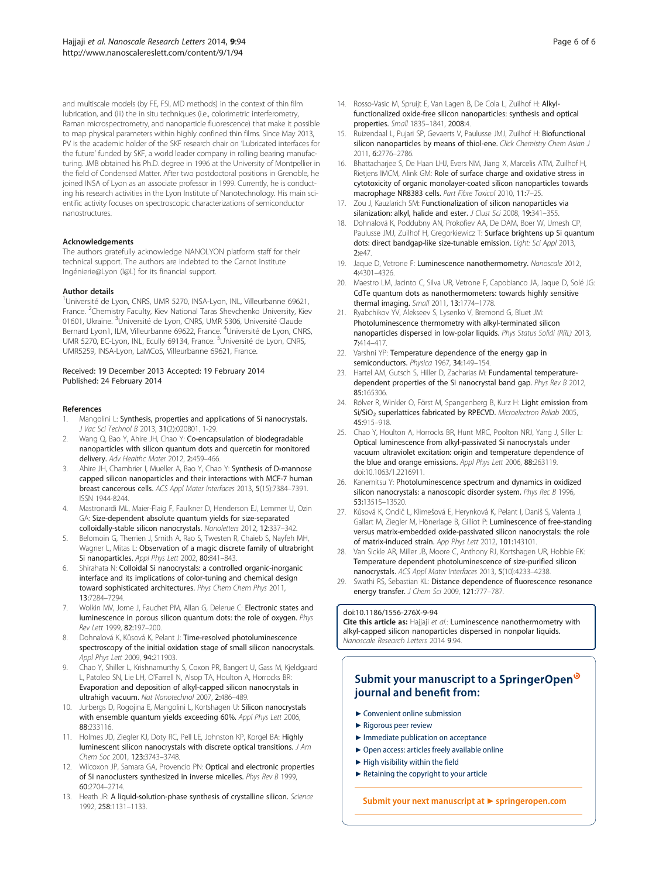and multiscale models (by FE, FSI, MD methods) in the context of thin film lubrication, and (iii) the in situ techniques (i.e., colorimetric interferometry, Raman microspectrometry, and nanoparticle fluorescence) that make it possible to map physical parameters within highly confined thin films. Since May 2013, PV is the academic holder of the SKF research chair on 'Lubricated interfaces for the future' funded by SKF, a world leader company in rolling bearing manufacturing. JMB obtained his Ph.D. degree in 1996 at the University of Montpellier in the field of Condensed Matter. After two postdoctoral positions in Grenoble, he joined INSA of Lyon as an associate professor in 1999. Currently, he is conducting his research activities in the Lyon Institute of Nanotechnology. His main scientific activity focuses on spectroscopic characterizations of semiconductor nanostructures.

#### Acknowledgements

The authors gratefully acknowledge NANOLYON platform staff for their technical support. The authors are indebted to the Carnot Institute Ingénierie@Lyon (I@L) for its financial support.

#### Author details

[1]Université de Lyon, CNRS, UMR 5270, INSA-Lyon, INL, Villeurbanne 69621, France. [2]Chemistry Faculty, Kiev National Taras Shevchenko University, Kiev 01601, Ukraine. [3]Université de Lyon, CNRS, UMR 5306, Université Claude Bernard Lyon1, ILM, Villeurbanne 69622, France. [4]Université de Lyon, CNRS, UMR 5270, EC-Lyon, INL, Ecully 69134, France. [5]Université de Lyon, CNRS, UMR5259, INSA-Lyon, LaMCoS, Villeurbanne 69621, France.

Received: 19 December 2013 Accepted: 19 February 2014
Published: 24 February 2014

#### References

1. Mangolini L: **Synthesis, properties and applications of Si nanocrystals.** *J Vac Sci Technol B* 2013, **31**(2):020801. 1-29.
2. Wang Q, Bao Y, Ahire JH, Chao Y: **Co-encapsulation of biodegradable nanoparticles with silicon quantum dots and quercetin for monitored delivery.** *Adv Healthc Mater* 2012, **2:**459–466.
3. Ahire JH, Chambrier I, Mueller A, Bao Y, Chao Y: **Synthesis of D-mannose capped silicon nanoparticles and their interactions with MCF-7 human breast cancerous cells.** *ACS Appl Mater Interfaces* 2013, **5**(15):7384–7391. ISSN 1944-8244.
4. Mastronardi ML, Maier-Flaig F, Faulkner D, Henderson EJ, Lemmer U, Ozin GA: **Size-dependent absolute quantum yields for size-separated colloidally-stable silicon nanocrystals.** *Nanoletters* 2012, **12:**337–342.
5. Belomoin G, Therrien J, Smith A, Rao S, Twesten R, Chaieb S, Nayfeh MH, Wagner L, Mitas L: **Observation of a magic discrete family of ultrabright Si nanoparticles.** *Appl Phys Lett* 2002, **80:**841–843.
6. Shirahata N: **Colloidal Si nanocrystals: a controlled organic-inorganic interface and its implications of color-tuning and chemical design toward sophisticated architectures.** *Phys Chem Chem Phys* 2011, **13:**7284–7294.
7. Wolkin MV, Jorne J, Fauchet PM, Allan G, Delerue C: **Electronic states and luminescence in porous silicon quantum dots: the role of oxygen.** *Phys Rev Lett* 1999, **82:**197–200.
8. Dohnalová K, Kůsová K, Pelant J: **Time-resolved photoluminescence spectroscopy of the initial oxidation stage of small silicon nanocrystals.** *Appl Phys Lett* 2009, **94:**211903.
9. Chao Y, Shiller L, Krishnamurthy S, Coxon PR, Bangert U, Gass M, Kjeldgaard L, Patoleo SN, Lie LH, O'Farrell N, Alsop TA, Houlton A, Horrocks BR: **Evaporation and deposition of alkyl-capped silicon nanocrystals in ultrahigh vacuum.** *Nat Nanotechnol* 2007, **2:**486–489.
10. Jurbergs D, Rogojina E, Mangolini L, Kortshagen U: **Silicon nanocrystals with ensemble quantum yields exceeding 60%.** *Appl Phys Lett* 2006, **88:**233116.
11. Holmes JD, Ziegler KJ, Doty RC, Pell LE, Johnston KP, Korgel BA: **Highly luminescent silicon nanocrystals with discrete optical transitions.** *J Am Chem Soc* 2001, **123:**3743–3748.
12. Wilcoxon JP, Samara GA, Provencio PN: **Optical and electronic properties of Si nanoclusters synthesized in inverse micelles.** *Phys Rev B* 1999, **60:**2704–2714.
13. Heath JR: **A liquid-solution-phase synthesis of crystalline silicon.** *Science* 1992, **258:**1131–1133.
14. Rosso-Vasic M, Spruijt E, Van Lagen B, De Cola L, Zuilhof H: **Alkyl-functionalized oxide-free silicon nanoparticles: synthesis and optical properties.** *Small* 1835–1841, **2008:**4.
15. Ruizendaal L, Pujari SP, Gevaerts V, Paulusse JMJ, Zuilhof H: **Biofunctional silicon nanoparticles by means of thiol-ene.** *Click Chemistry Chem Asian J* 2011, **6:**2776–2786.
16. Bhattacharjee S, De Haan LHJ, Evers NM, Jiang X, Marcelis ATM, Zuilhof H, Rietjens IMCM, Alink GM: **Role of surface charge and oxidative stress in cytotoxicity of organic monolayer-coated silicon nanoparticles towards macrophage NR8383 cells.** *Part Fibre Toxicol* 2010, **11:**7–25.
17. Zou J, Kauzlarich SM: **Functionalization of silicon nanoparticles via silanization: alkyl, halide and ester.** *J Clust Sci* 2008, **19:**341–355.
18. Dohnalová K, Poddubny AN, Prokofiev AA, De DAM, Boer W, Umesh CP, Paulusse JMJ, Zuilhof H, Gregorkiewicz T: **Surface brightens up Si quantum dots: direct bandgap-like size-tunable emission.** *Light: Sci Appl* 2013, **2:**e47.
19. Jaque D, Vetrone F: **Luminescence nanothermometry.** *Nanoscale* 2012, **4:**4301–4326.
20. Maestro LM, Jacinto C, Silva UR, Vetrone F, Capobianco JA, Jaque D, Solé JG: **CdTe quantum dots as nanothermometers: towards highly sensitive thermal imaging.** *Small* 2011, **13:**1774–1778.
21. Ryabchikov YV, Alekseev S, Lysenko V, Bremond G, Bluet JM: **Photoluminescence thermometry with alkyl-terminated silicon nanoparticles dispersed in low-polar liquids.** *Phys Status Solidi (RRL)* 2013, **7:**414–417.
22. Varshni YP: **Temperature dependence of the energy gap in semiconductors.** *Physica* 1967, **34:**149–154.
23. Hartel AM, Gutsch S, Hiller D, Zacharias M: **Fundamental temperature-dependent properties of the Si nanocrystal band gap.** *Phys Rev B* 2012, **85:**165306.
24. Rölver R, Winkler O, Först M, Spangenberg B, Kurz H: **Light emission from Si/SiO$_2$ superlattices fabricated by RPECVD.** *Microelectron Reliab* 2005, **45:**915–918.
25. Chao Y, Houlton A, Horrocks BR, Hunt MRC, Poolton NRJ, Yang J, Siller L: **Optical luminescence from alkyl-passivated Si nanocrystals under vacuum ultraviolet excitation: origin and temperature dependence of the blue and orange emissions.** *Appl Phys Lett* 2006, **88:**263119. doi:10.1063/1.2216911.
26. Kanemitsu Y: **Photoluminescence spectrum and dynamics in oxidized silicon nanocrystals: a nanoscopic disorder system.** *Phys Rec B* 1996, **53:**13515–13520.
27. Kůsová K, Ondič L, Klimešová E, Herynková K, Pelant I, Daniš S, Valenta J, Gallart M, Ziegler M, Hönerlage B, Gilliot P: **Luminescence of free-standing versus matrix-embedded oxide-passivated silicon nanocrystals: the role of matrix-induced strain.** *App Phys Lett* 2012, **101:**143101.
28. Van Sickle AR, Miller JB, Moore C, Anthony RJ, Kortshagen UR, Hobbie EK: **Temperature dependent photoluminescence of size-purified silicon nanocrystals.** *ACS Appl Mater Interfaces* 2013, **5**(10):4233–4238.
29. Swathi RS, Sebastian KL: **Distance dependence of fluorescence resonance energy transfer.** *J Chem Sci* 2009, **121:**777–787.

doi:10.1186/1556-276X-9-94
**Cite this article as:** Hajjaji *et al.*: Luminescence nanothermometry with alkyl-capped silicon nanoparticles dispersed in nonpolar liquids. *Nanoscale Research Letters* 2014 **9**:94.

**Submit your manuscript to a SpringerOpen journal and benefit from:**

- ► Convenient online submission
- ► Rigorous peer review
- ► Immediate publication on acceptance
- ► Open access: articles freely available online
- ► High visibility within the field
- ► Retaining the copyright to your article

**Submit your next manuscript at ► springeropen.com**